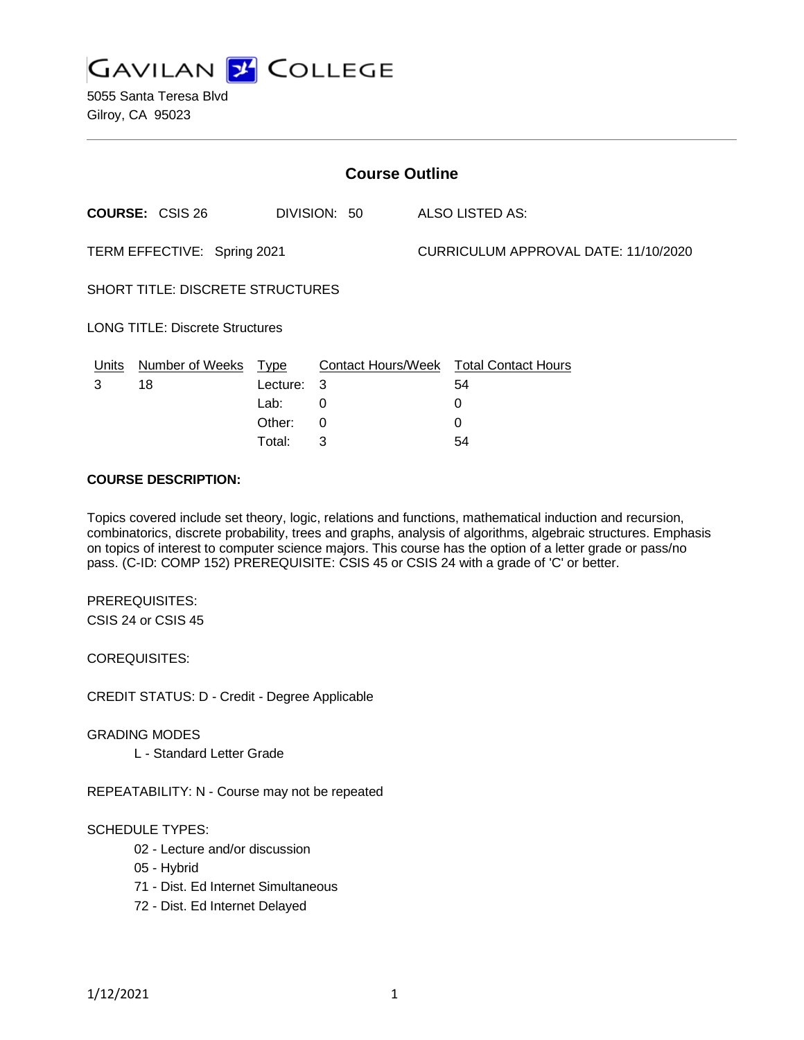# GAVILAN COLLEGE

5055 Santa Teresa Blvd
Gilroy, CA 95023

## Course Outline

**COURSE:** CSIS 26 DIVISION: 50 ALSO LISTED AS:

TERM EFFECTIVE: Spring 2021 CURRICULUM APPROVAL DATE: 11/10/2020

SHORT TITLE: DISCRETE STRUCTURES

LONG TITLE: Discrete Structures

| Units | Number of Weeks | Type | Contact Hours/Week | Total Contact Hours |
|---|---|---|---|---|
| 3 | 18 | Lecture: | 3 | 54 |
| | | Lab: | 0 | 0 |
| | | Other: | 0 | 0 |
| | | Total: | 3 | 54 |

**COURSE DESCRIPTION:**

Topics covered include set theory, logic, relations and functions, mathematical induction and recursion, combinatorics, discrete probability, trees and graphs, analysis of algorithms, algebraic structures. Emphasis on topics of interest to computer science majors. This course has the option of a letter grade or pass/no pass. (C-ID: COMP 152) PREREQUISITE: CSIS 45 or CSIS 24 with a grade of 'C' or better.

PREREQUISITES:
CSIS 24 or CSIS 45

COREQUISITES:

CREDIT STATUS: D - Credit - Degree Applicable

GRADING MODES
- L - Standard Letter Grade

REPEATABILITY: N - Course may not be repeated

SCHEDULE TYPES:
- 02 - Lecture and/or discussion
- 05 - Hybrid
- 71 - Dist. Ed Internet Simultaneous
- 72 - Dist. Ed Internet Delayed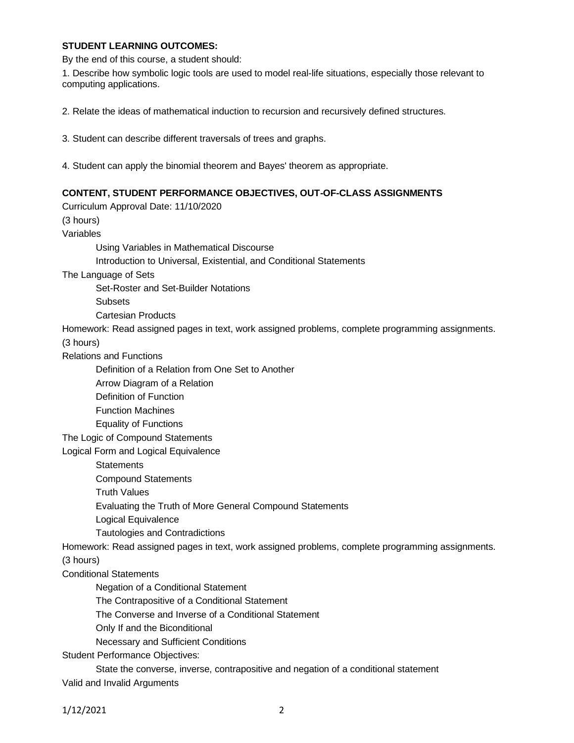**STUDENT LEARNING OUTCOMES:**

By the end of this course, a student should:

1. Describe how symbolic logic tools are used to model real-life situations, especially those relevant to computing applications.

2. Relate the ideas of mathematical induction to recursion and recursively defined structures.

3. Student can describe different traversals of trees and graphs.

4. Student can apply the binomial theorem and Bayes' theorem as appropriate.

**CONTENT, STUDENT PERFORMANCE OBJECTIVES, OUT-OF-CLASS ASSIGNMENTS**

Curriculum Approval Date: 11/10/2020

(3 hours)

Variables

- Using Variables in Mathematical Discourse
- Introduction to Universal, Existential, and Conditional Statements

The Language of Sets

- Set-Roster and Set-Builder Notations
- Subsets
- Cartesian Products

Homework: Read assigned pages in text, work assigned problems, complete programming assignments.

(3 hours)

Relations and Functions

- Definition of a Relation from One Set to Another
- Arrow Diagram of a Relation
- Definition of Function
- Function Machines
- Equality of Functions

The Logic of Compound Statements

Logical Form and Logical Equivalence

- Statements
- Compound Statements
- Truth Values
- Evaluating the Truth of More General Compound Statements
- Logical Equivalence
- Tautologies and Contradictions

Homework: Read assigned pages in text, work assigned problems, complete programming assignments.

(3 hours)

Conditional Statements

- Negation of a Conditional Statement
- The Contrapositive of a Conditional Statement
- The Converse and Inverse of a Conditional Statement
- Only If and the Biconditional
- Necessary and Sufficient Conditions

Student Performance Objectives:

- State the converse, inverse, contrapositive and negation of a conditional statement

Valid and Invalid Arguments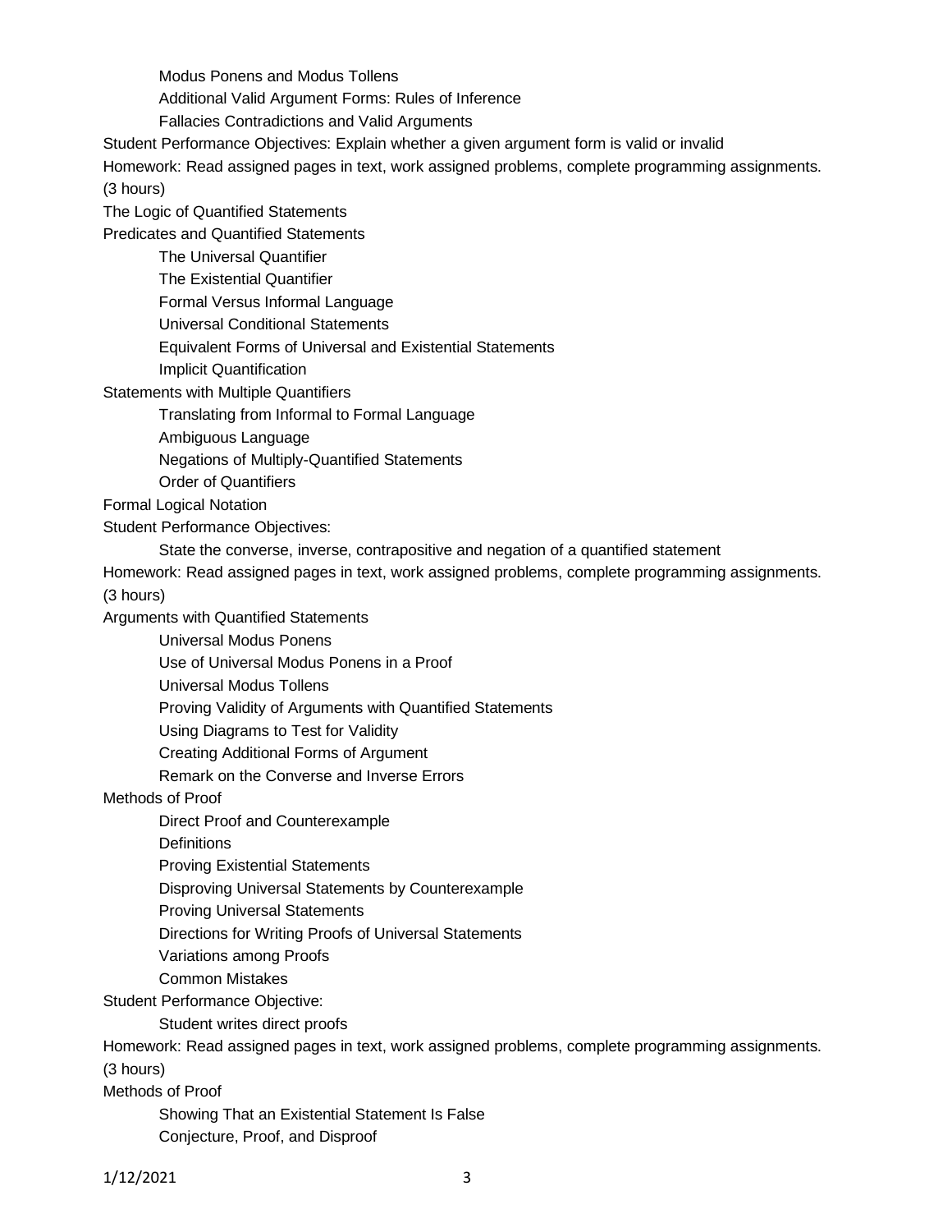- Modus Ponens and Modus Tollens
- Additional Valid Argument Forms: Rules of Inference
- Fallacies Contradictions and Valid Arguments

Student Performance Objectives: Explain whether a given argument form is valid or invalid

Homework: Read assigned pages in text, work assigned problems, complete programming assignments.

(3 hours)

The Logic of Quantified Statements

Predicates and Quantified Statements

- The Universal Quantifier
- The Existential Quantifier
- Formal Versus Informal Language
- Universal Conditional Statements
- Equivalent Forms of Universal and Existential Statements
- Implicit Quantification

Statements with Multiple Quantifiers

- Translating from Informal to Formal Language
- Ambiguous Language
- Negations of Multiply-Quantified Statements
- Order of Quantifiers

Formal Logical Notation

Student Performance Objectives:

- State the converse, inverse, contrapositive and negation of a quantified statement

Homework: Read assigned pages in text, work assigned problems, complete programming assignments.

(3 hours)

Arguments with Quantified Statements

- Universal Modus Ponens
- Use of Universal Modus Ponens in a Proof
- Universal Modus Tollens
- Proving Validity of Arguments with Quantified Statements
- Using Diagrams to Test for Validity
- Creating Additional Forms of Argument
- Remark on the Converse and Inverse Errors

Methods of Proof

- Direct Proof and Counterexample
- Definitions
- Proving Existential Statements
- Disproving Universal Statements by Counterexample
- Proving Universal Statements
- Directions for Writing Proofs of Universal Statements
- Variations among Proofs
- Common Mistakes

Student Performance Objective:

- Student writes direct proofs

Homework: Read assigned pages in text, work assigned problems, complete programming assignments.

(3 hours)

Methods of Proof

- Showing That an Existential Statement Is False
- Conjecture, Proof, and Disproof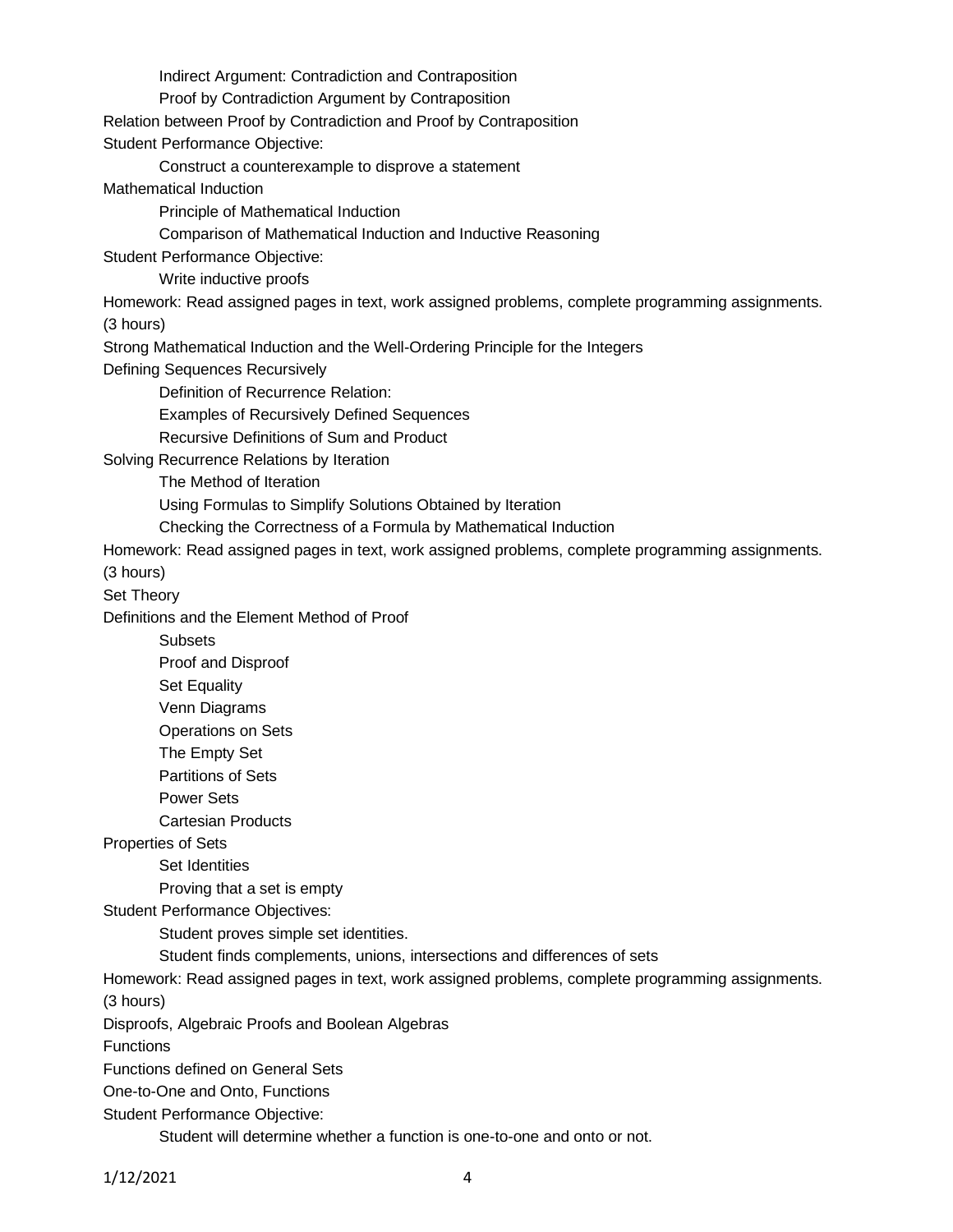Indirect Argument: Contradiction and Contraposition

Proof by Contradiction Argument by Contraposition

Relation between Proof by Contradiction and Proof by Contraposition

Student Performance Objective:

Construct a counterexample to disprove a statement

Mathematical Induction

Principle of Mathematical Induction

Comparison of Mathematical Induction and Inductive Reasoning

Student Performance Objective:

Write inductive proofs

Homework: Read assigned pages in text, work assigned problems, complete programming assignments.

(3 hours)

Strong Mathematical Induction and the Well-Ordering Principle for the Integers

Defining Sequences Recursively

Definition of Recurrence Relation:

Examples of Recursively Defined Sequences

Recursive Definitions of Sum and Product

Solving Recurrence Relations by Iteration

The Method of Iteration

Using Formulas to Simplify Solutions Obtained by Iteration

Checking the Correctness of a Formula by Mathematical Induction

Homework: Read assigned pages in text, work assigned problems, complete programming assignments.

(3 hours)

Set Theory

Definitions and the Element Method of Proof

Subsets

Proof and Disproof

Set Equality

Venn Diagrams

Operations on Sets

The Empty Set

Partitions of Sets

Power Sets

Cartesian Products

Properties of Sets

Set Identities

Proving that a set is empty

Student Performance Objectives:

Student proves simple set identities.

Student finds complements, unions, intersections and differences of sets

Homework: Read assigned pages in text, work assigned problems, complete programming assignments.

(3 hours)

Disproofs, Algebraic Proofs and Boolean Algebras

Functions

Functions defined on General Sets

One-to-One and Onto, Functions

Student Performance Objective:

Student will determine whether a function is one-to-one and onto or not.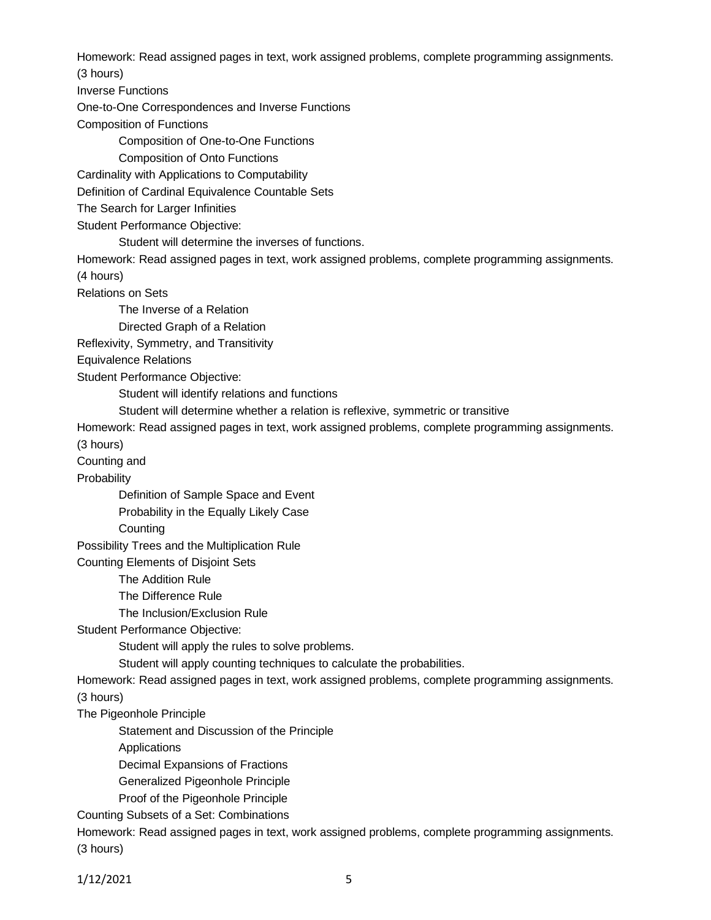Homework: Read assigned pages in text, work assigned problems, complete programming assignments.

(3 hours)

Inverse Functions

One-to-One Correspondences and Inverse Functions

Composition of Functions

- Composition of One-to-One Functions
- Composition of Onto Functions

Cardinality with Applications to Computability

Definition of Cardinal Equivalence Countable Sets

The Search for Larger Infinities

Student Performance Objective:

- Student will determine the inverses of functions.

Homework: Read assigned pages in text, work assigned problems, complete programming assignments.

(4 hours)

Relations on Sets

- The Inverse of a Relation
- Directed Graph of a Relation

Reflexivity, Symmetry, and Transitivity

Equivalence Relations

Student Performance Objective:

- Student will identify relations and functions
- Student will determine whether a relation is reflexive, symmetric or transitive

Homework: Read assigned pages in text, work assigned problems, complete programming assignments.

(3 hours)

Counting and

Probability

- Definition of Sample Space and Event
- Probability in the Equally Likely Case
- Counting

Possibility Trees and the Multiplication Rule

Counting Elements of Disjoint Sets

- The Addition Rule
- The Difference Rule
- The Inclusion/Exclusion Rule

Student Performance Objective:

- Student will apply the rules to solve problems.
- Student will apply counting techniques to calculate the probabilities.

Homework: Read assigned pages in text, work assigned problems, complete programming assignments.

(3 hours)

The Pigeonhole Principle

- Statement and Discussion of the Principle
- Applications
- Decimal Expansions of Fractions
- Generalized Pigeonhole Principle
- Proof of the Pigeonhole Principle

Counting Subsets of a Set: Combinations

Homework: Read assigned pages in text, work assigned problems, complete programming assignments.

(3 hours)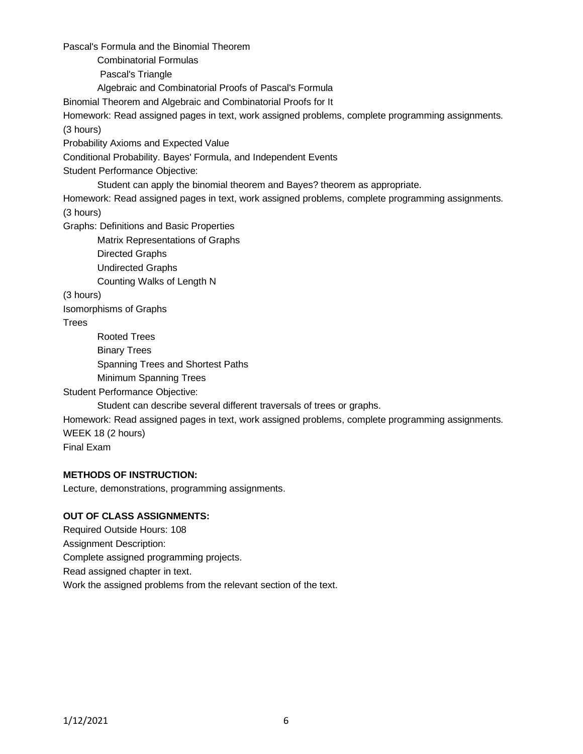Pascal's Formula and the Binomial Theorem

Combinatorial Formulas

Pascal's Triangle

Algebraic and Combinatorial Proofs of Pascal's Formula

Binomial Theorem and Algebraic and Combinatorial Proofs for It

Homework: Read assigned pages in text, work assigned problems, complete programming assignments.

(3 hours)

Probability Axioms and Expected Value

Conditional Probability. Bayes' Formula, and Independent Events

Student Performance Objective:

Student can apply the binomial theorem and Bayes? theorem as appropriate.

Homework: Read assigned pages in text, work assigned problems, complete programming assignments.

(3 hours)

Graphs: Definitions and Basic Properties

Matrix Representations of Graphs

Directed Graphs

Undirected Graphs

Counting Walks of Length N

(3 hours)

Isomorphisms of Graphs

Trees

Rooted Trees

Binary Trees

Spanning Trees and Shortest Paths

Minimum Spanning Trees

Student Performance Objective:

Student can describe several different traversals of trees or graphs.

Homework: Read assigned pages in text, work assigned problems, complete programming assignments.

WEEK 18 (2 hours)

Final Exam

**METHODS OF INSTRUCTION:**

Lecture, demonstrations, programming assignments.

**OUT OF CLASS ASSIGNMENTS:**

Required Outside Hours: 108

Assignment Description:

Complete assigned programming projects.

Read assigned chapter in text.

Work the assigned problems from the relevant section of the text.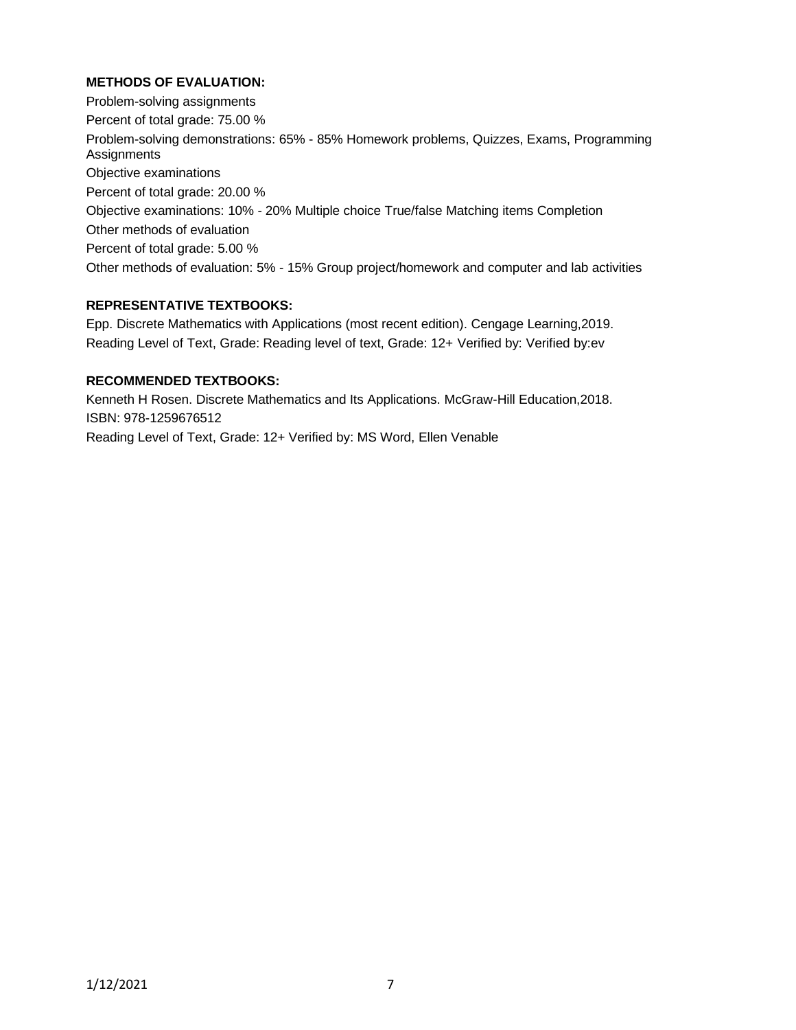**METHODS OF EVALUATION:**

Problem-solving assignments

Percent of total grade: 75.00 %

Problem-solving demonstrations: 65% - 85% Homework problems, Quizzes, Exams, Programming Assignments

Objective examinations

Percent of total grade: 20.00 %

Objective examinations: 10% - 20% Multiple choice True/false Matching items Completion

Other methods of evaluation

Percent of total grade: 5.00 %

Other methods of evaluation: 5% - 15% Group project/homework and computer and lab activities

**REPRESENTATIVE TEXTBOOKS:**

Epp. Discrete Mathematics with Applications (most recent edition). Cengage Learning,2019.

Reading Level of Text, Grade: Reading level of text, Grade: 12+ Verified by: Verified by:ev

**RECOMMENDED TEXTBOOKS:**

Kenneth H Rosen. Discrete Mathematics and Its Applications. McGraw-Hill Education,2018.

ISBN: 978-1259676512

Reading Level of Text, Grade: 12+ Verified by: MS Word, Ellen Venable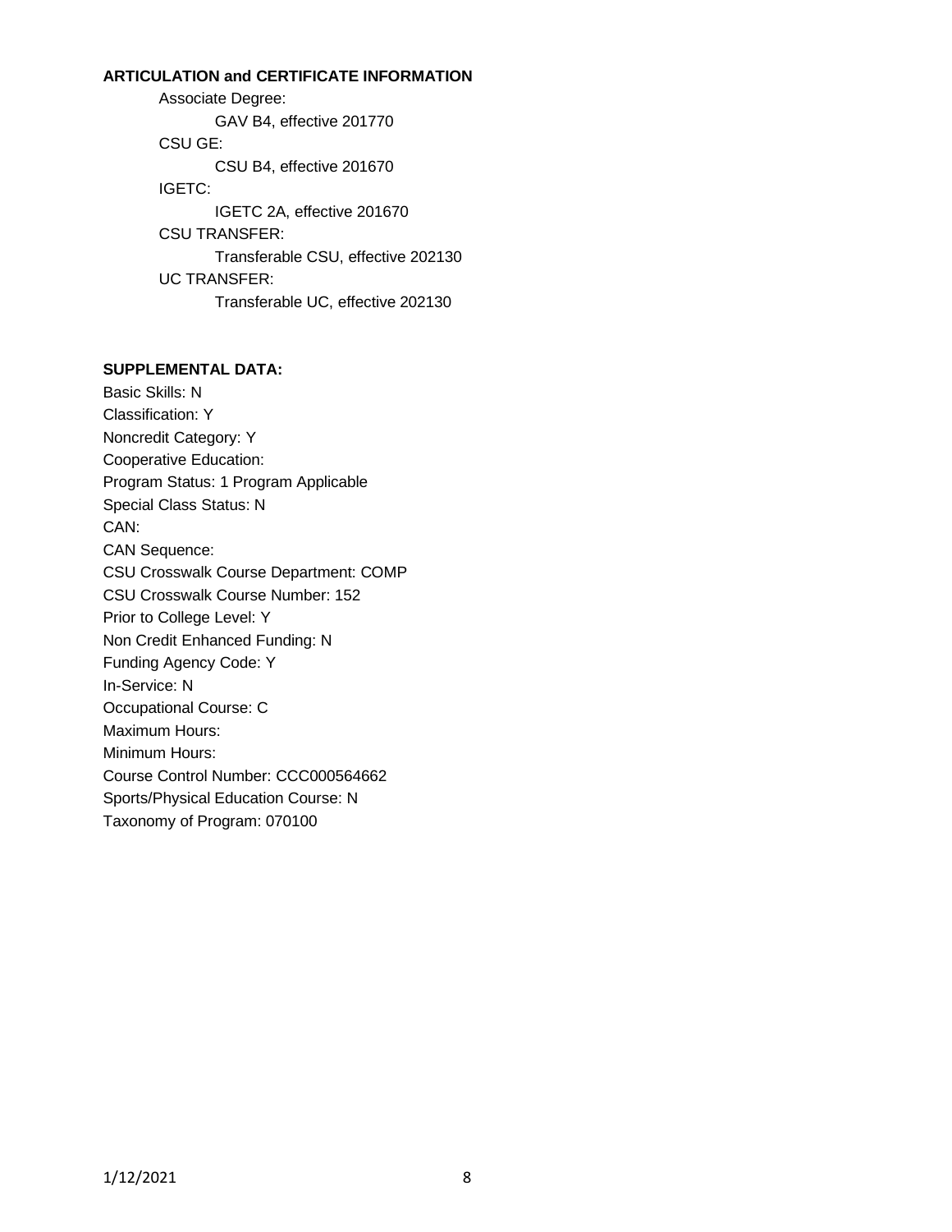**ARTICULATION and CERTIFICATE INFORMATION**

Associate Degree:

GAV B4, effective 201770

CSU GE:

CSU B4, effective 201670

IGETC:

IGETC 2A, effective 201670

CSU TRANSFER:

Transferable CSU, effective 202130

UC TRANSFER:

Transferable UC, effective 202130

**SUPPLEMENTAL DATA:**

Basic Skills: N
Classification: Y
Noncredit Category: Y
Cooperative Education:
Program Status: 1 Program Applicable
Special Class Status: N
CAN:
CAN Sequence:
CSU Crosswalk Course Department: COMP
CSU Crosswalk Course Number: 152
Prior to College Level: Y
Non Credit Enhanced Funding: N
Funding Agency Code: Y
In-Service: N
Occupational Course: C
Maximum Hours:
Minimum Hours:
Course Control Number: CCC000564662
Sports/Physical Education Course: N
Taxonomy of Program: 070100